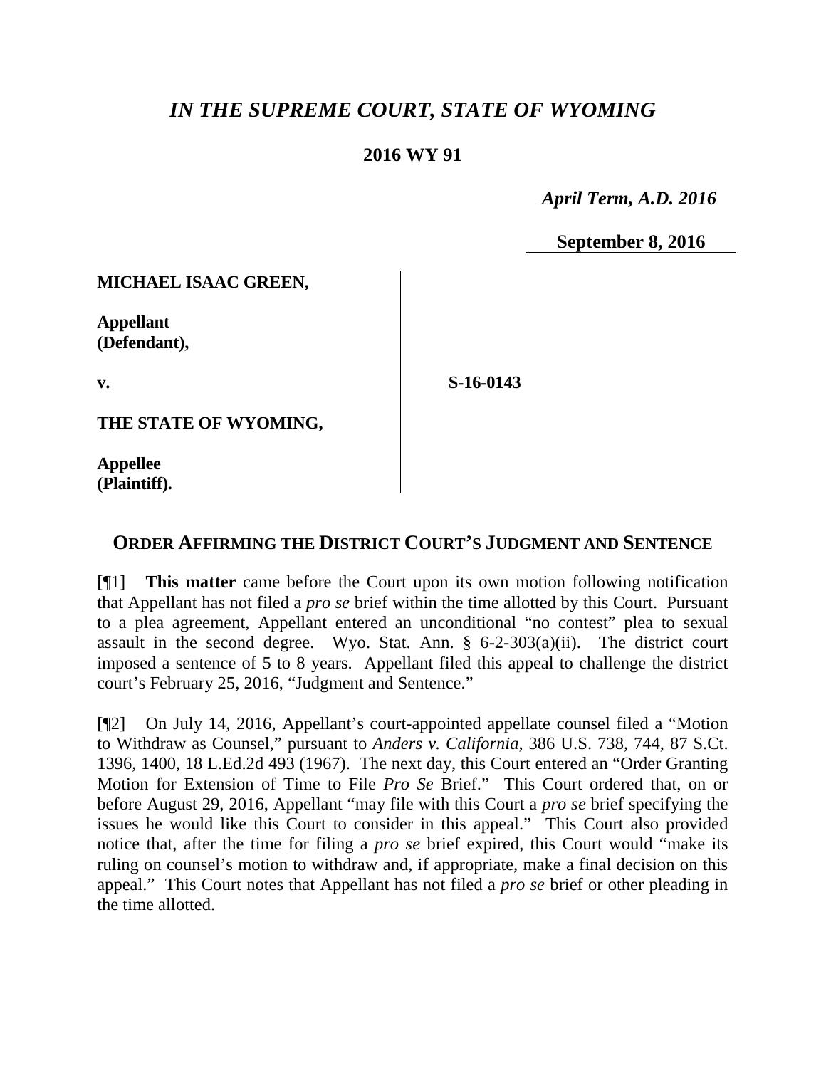# *IN THE SUPREME COURT, STATE OF WYOMING*

## 2016 WY 91

*April Term, A.D. 2016*

**September 8, 2016**

**MICHAEL ISAAC GREEN,**

**Appellant (Defendant),**

**v.**

**S-16-0143**

**THE STATE OF WYOMING,**

**Appellee (Plaintiff).**

## ORDER AFFIRMING THE DISTRICT COURT'S JUDGMENT AND SENTENCE

[¶1] **This matter** came before the Court upon its own motion following notification that Appellant has not filed a *pro se* brief within the time allotted by this Court. Pursuant to a plea agreement, Appellant entered an unconditional "no contest" plea to sexual assault in the second degree. Wyo. Stat. Ann. § 6-2-303(a)(ii). The district court imposed a sentence of 5 to 8 years. Appellant filed this appeal to challenge the district court's February 25, 2016, "Judgment and Sentence."

[¶2] On July 14, 2016, Appellant's court-appointed appellate counsel filed a "Motion to Withdraw as Counsel," pursuant to *Anders v. California*, 386 U.S. 738, 744, 87 S.Ct. 1396, 1400, 18 L.Ed.2d 493 (1967). The next day, this Court entered an "Order Granting Motion for Extension of Time to File *Pro Se* Brief." This Court ordered that, on or before August 29, 2016, Appellant "may file with this Court a *pro se* brief specifying the issues he would like this Court to consider in this appeal." This Court also provided notice that, after the time for filing a *pro se* brief expired, this Court would "make its ruling on counsel's motion to withdraw and, if appropriate, make a final decision on this appeal." This Court notes that Appellant has not filed a *pro se* brief or other pleading in the time allotted.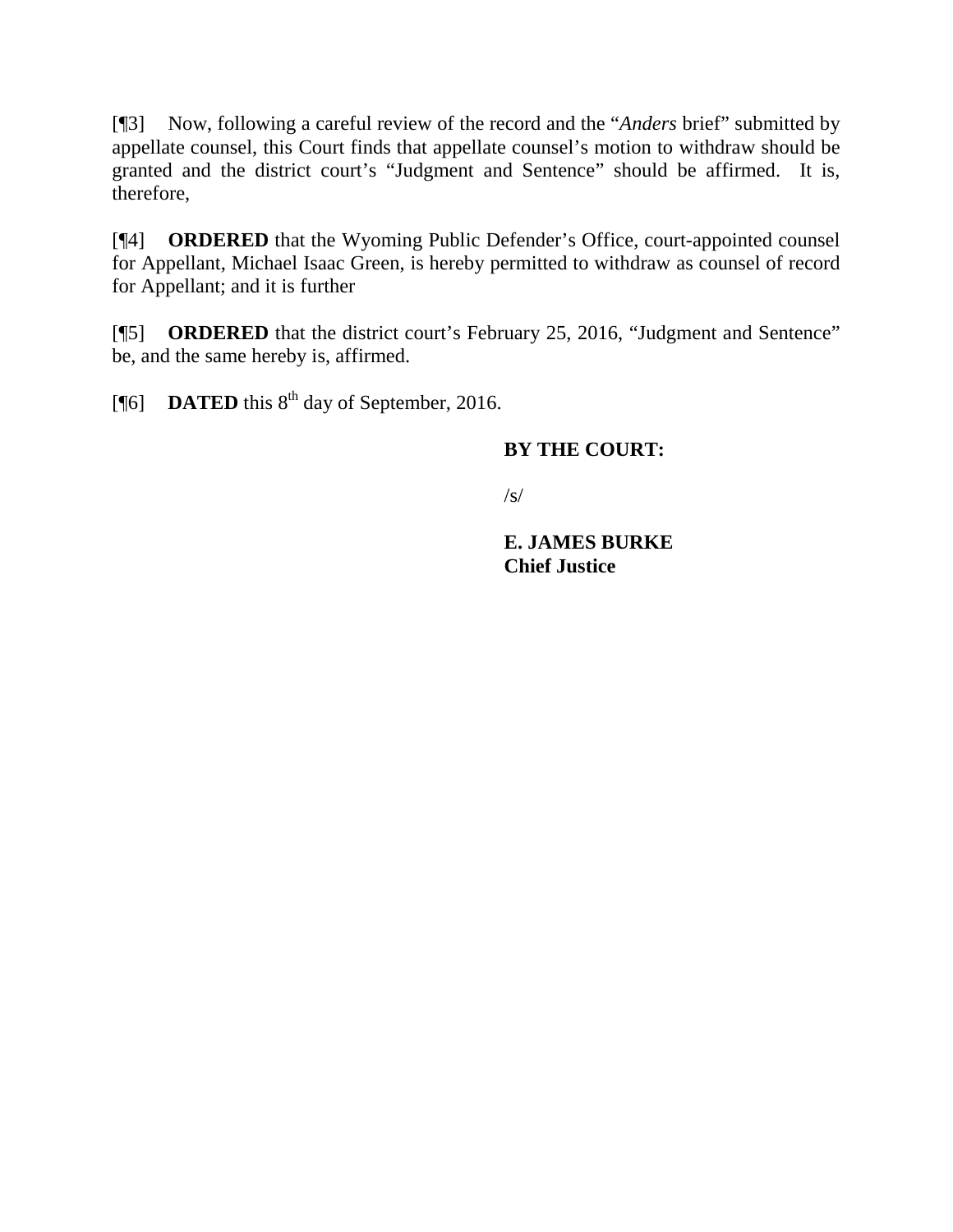[¶3] Now, following a careful review of the record and the "*Anders* brief" submitted by appellate counsel, this Court finds that appellate counsel's motion to withdraw should be granted and the district court's "Judgment and Sentence" should be affirmed. It is, therefore,

[¶4] **ORDERED** that the Wyoming Public Defender's Office, court-appointed counsel for Appellant, Michael Isaac Green, is hereby permitted to withdraw as counsel of record for Appellant; and it is further

[¶5] **ORDERED** that the district court's February 25, 2016, "Judgment and Sentence" be, and the same hereby is, affirmed.

[¶6] **DATED** this 8th day of September, 2016.

**BY THE COURT:**

/s/

**E. JAMES BURKE**
**Chief Justice**